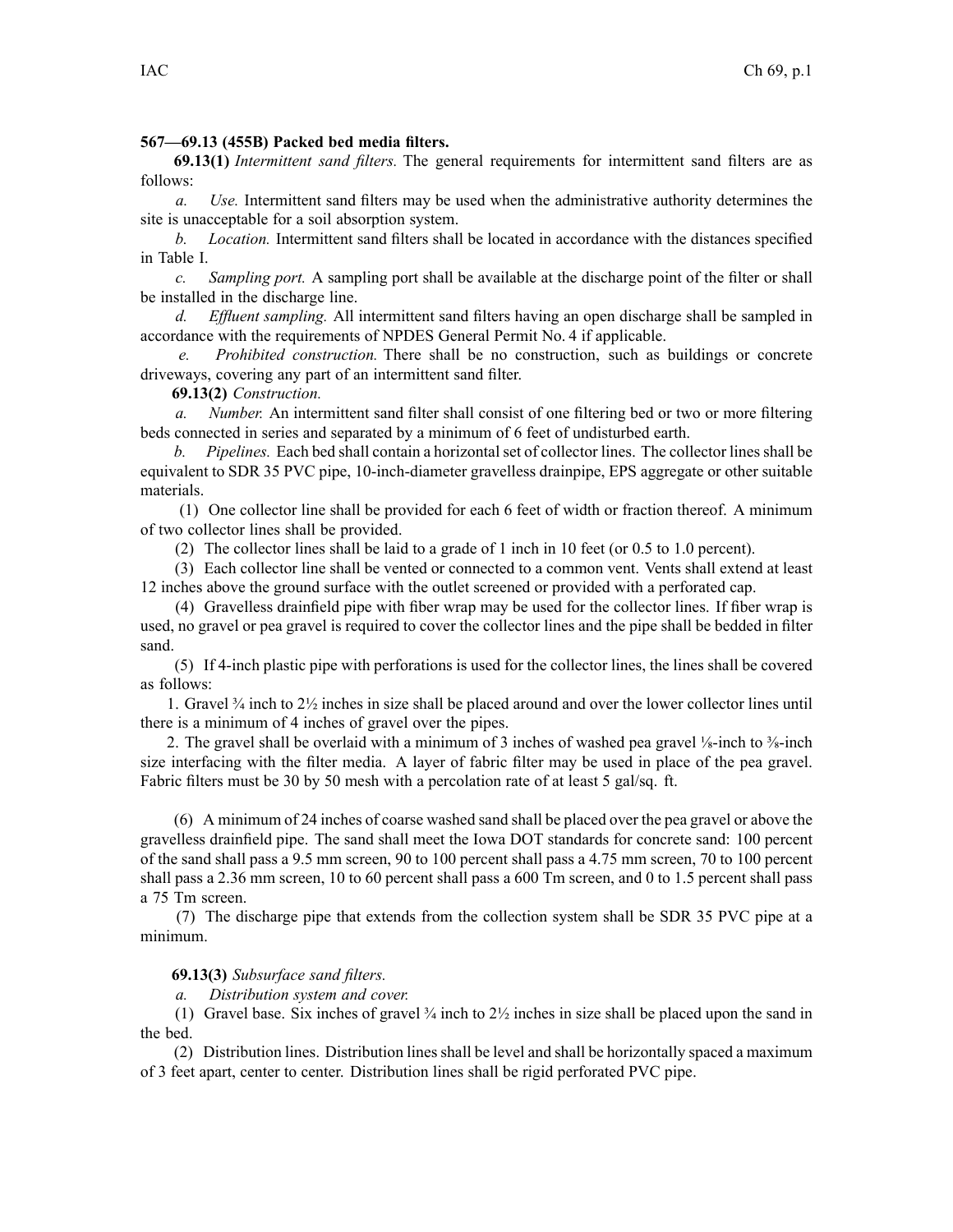**567—69.13 (455B) Packed bed media filters.**

**69.13(1)** *Intermittent sand filters.* The general requirements for intermittent sand filters are as follows:

*a. Use.* Intermittent sand filters may be used when the administrative authority determines the site is unacceptable for a soil absorption system.

*b. Location.* Intermittent sand filters shall be located in accordance with the distances specified in Table I.

*c. Sampling port.* A sampling port shall be available at the discharge point of the filter or shall be installed in the discharge line.

*d. Effluent sampling.* All intermittent sand filters having an open discharge shall be sampled in accordance with the requirements of NPDES General Permit No. 4 if applicable.

*e. Prohibited construction.* There shall be no construction, such as buildings or concrete driveways, covering any part of an intermittent sand filter.

**69.13(2)** *Construction.*

*a. Number.* An intermittent sand filter shall consist of one filtering bed or two or more filtering beds connected in series and separated by a minimum of 6 feet of undisturbed earth.

*b. Pipelines.* Each bed shall contain a horizontal set of collector lines. The collector lines shall be equivalent to SDR 35 PVC pipe, 10-inch-diameter gravelless drainpipe, EPS aggregate or other suitable materials.

(1) One collector line shall be provided for each 6 feet of width or fraction thereof. A minimum of two collector lines shall be provided.

(2) The collector lines shall be laid to a grade of 1 inch in 10 feet (or 0.5 to 1.0 percent).

(3) Each collector line shall be vented or connected to a common vent. Vents shall extend at least 12 inches above the ground surface with the outlet screened or provided with a perforated cap.

(4) Gravelless drainfield pipe with fiber wrap may be used for the collector lines. If fiber wrap is used, no gravel or pea gravel is required to cover the collector lines and the pipe shall be bedded in filter sand.

(5) If 4-inch plastic pipe with perforations is used for the collector lines, the lines shall be covered as follows:

1. Gravel ¾ inch to 2½ inches in size shall be placed around and over the lower collector lines until there is a minimum of 4 inches of gravel over the pipes.

2. The gravel shall be overlaid with a minimum of 3 inches of washed pea gravel ⅛-inch to ⅜-inch size interfacing with the filter media. A layer of fabric filter may be used in place of the pea gravel. Fabric filters must be 30 by 50 mesh with a percolation rate of at least 5 gal/sq. ft.

(6) A minimum of 24 inches of coarse washed sand shall be placed over the pea gravel or above the gravelless drainfield pipe. The sand shall meet the Iowa DOT standards for concrete sand: 100 percent of the sand shall pass a 9.5 mm screen, 90 to 100 percent shall pass a 4.75 mm screen, 70 to 100 percent shall pass a 2.36 mm screen, 10 to 60 percent shall pass a 600 Tm screen, and 0 to 1.5 percent shall pass a 75 Tm screen.

(7) The discharge pipe that extends from the collection system shall be SDR 35 PVC pipe at a minimum.

**69.13(3)** *Subsurface sand filters.*

*a. Distribution system and cover.*

(1) Gravel base. Six inches of gravel ¾ inch to 2½ inches in size shall be placed upon the sand in the bed.

(2) Distribution lines. Distribution lines shall be level and shall be horizontally spaced a maximum of 3 feet apart, center to center. Distribution lines shall be rigid perforated PVC pipe.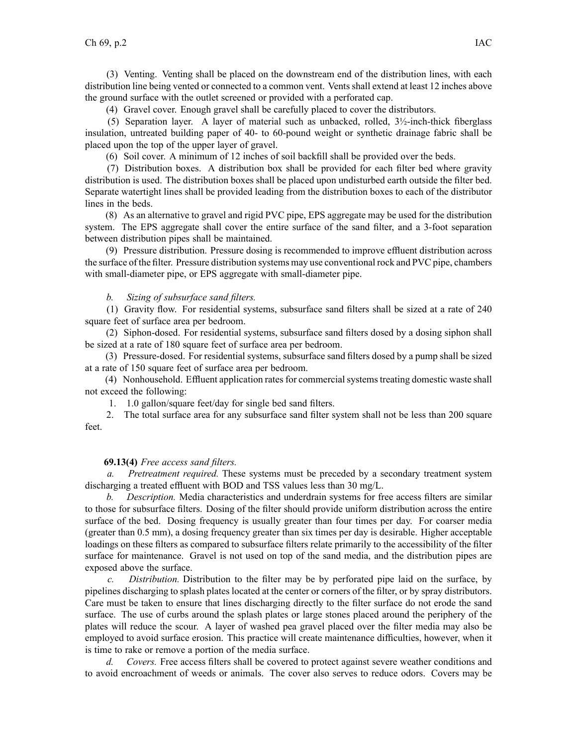(3) Venting. Venting shall be placed on the downstream end of the distribution lines, with each distribution line being vented or connected to a common vent. Vents shall extend at least 12 inches above the ground surface with the outlet screened or provided with a perforated cap.

(4) Gravel cover. Enough gravel shall be carefully placed to cover the distributors.

(5) Separation layer. A layer of material such as unbacked, rolled, 3½-inch-thick fiberglass insulation, untreated building paper of 40- to 60-pound weight or synthetic drainage fabric shall be placed upon the top of the upper layer of gravel.

(6) Soil cover. A minimum of 12 inches of soil backfill shall be provided over the beds.

(7) Distribution boxes. A distribution box shall be provided for each filter bed where gravity distribution is used. The distribution boxes shall be placed upon undisturbed earth outside the filter bed. Separate watertight lines shall be provided leading from the distribution boxes to each of the distributor lines in the beds.

(8) As an alternative to gravel and rigid PVC pipe, EPS aggregate may be used for the distribution system. The EPS aggregate shall cover the entire surface of the sand filter, and a 3-foot separation between distribution pipes shall be maintained.

(9) Pressure distribution. Pressure dosing is recommended to improve effluent distribution across the surface of the filter. Pressure distribution systems may use conventional rock and PVC pipe, chambers with small-diameter pipe, or EPS aggregate with small-diameter pipe.

*b. Sizing of subsurface sand filters.*

(1) Gravity flow. For residential systems, subsurface sand filters shall be sized at a rate of 240 square feet of surface area per bedroom.

(2) Siphon-dosed. For residential systems, subsurface sand filters dosed by a dosing siphon shall be sized at a rate of 180 square feet of surface area per bedroom.

(3) Pressure-dosed. For residential systems, subsurface sand filters dosed by a pump shall be sized at a rate of 150 square feet of surface area per bedroom.

(4) Nonhousehold. Effluent application rates for commercial systems treating domestic waste shall not exceed the following:

1. 1.0 gallon/square feet/day for single bed sand filters.
2. The total surface area for any subsurface sand filter system shall not be less than 200 square feet.

**69.13(4)** *Free access sand filters.*

*a. Pretreatment required.* These systems must be preceded by a secondary treatment system discharging a treated effluent with BOD and TSS values less than 30 mg/L.

*b. Description.* Media characteristics and underdrain systems for free access filters are similar to those for subsurface filters. Dosing of the filter should provide uniform distribution across the entire surface of the bed. Dosing frequency is usually greater than four times per day. For coarser media (greater than 0.5 mm), a dosing frequency greater than six times per day is desirable. Higher acceptable loadings on these filters as compared to subsurface filters relate primarily to the accessibility of the filter surface for maintenance. Gravel is not used on top of the sand media, and the distribution pipes are exposed above the surface.

*c. Distribution.* Distribution to the filter may be by perforated pipe laid on the surface, by pipelines discharging to splash plates located at the center or corners of the filter, or by spray distributors. Care must be taken to ensure that lines discharging directly to the filter surface do not erode the sand surface. The use of curbs around the splash plates or large stones placed around the periphery of the plates will reduce the scour. A layer of washed pea gravel placed over the filter media may also be employed to avoid surface erosion. This practice will create maintenance difficulties, however, when it is time to rake or remove a portion of the media surface.

*d. Covers.* Free access filters shall be covered to protect against severe weather conditions and to avoid encroachment of weeds or animals. The cover also serves to reduce odors. Covers may be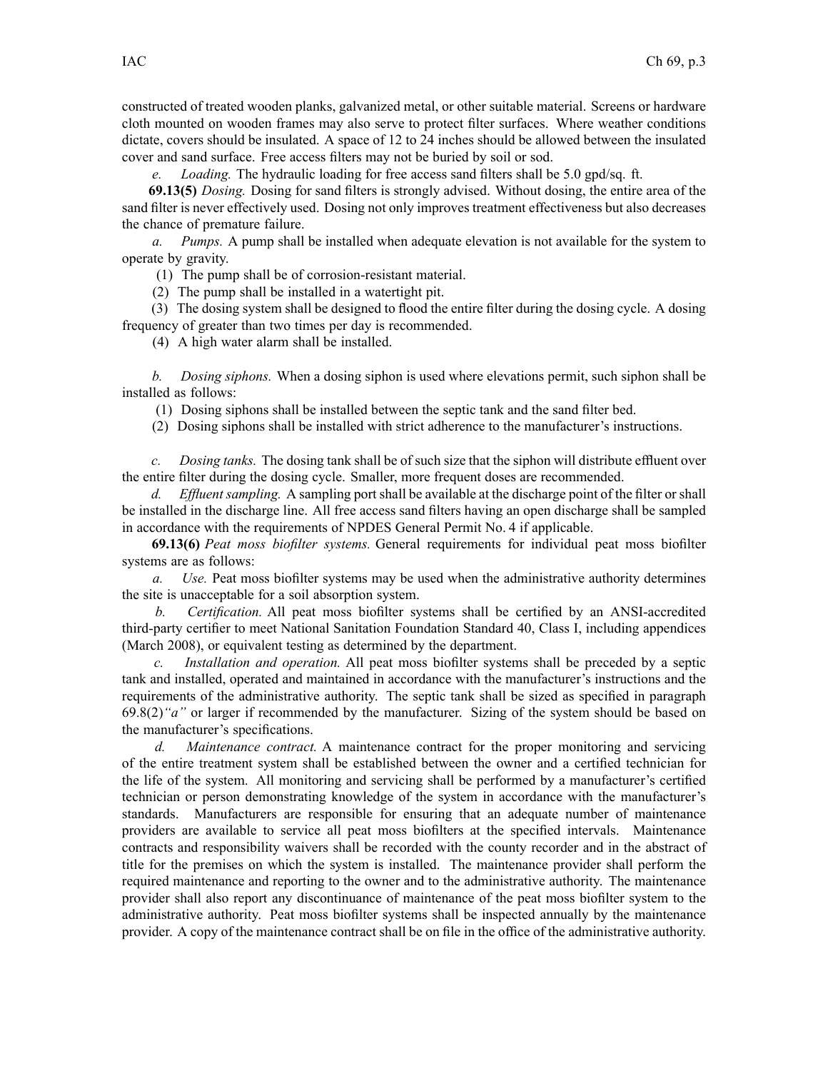constructed of treated wooden planks, galvanized metal, or other suitable material. Screens or hardware cloth mounted on wooden frames may also serve to protect filter surfaces. Where weather conditions dictate, covers should be insulated. A space of 12 to 24 inches should be allowed between the insulated cover and sand surface. Free access filters may not be buried by soil or sod.

*e. Loading.* The hydraulic loading for free access sand filters shall be 5.0 gpd/sq. ft.

**69.13(5)** *Dosing.* Dosing for sand filters is strongly advised. Without dosing, the entire area of the sand filter is never effectively used. Dosing not only improves treatment effectiveness but also decreases the chance of premature failure.

*a. Pumps.* A pump shall be installed when adequate elevation is not available for the system to operate by gravity.

(1) The pump shall be of corrosion-resistant material.

(2) The pump shall be installed in a watertight pit.

(3) The dosing system shall be designed to flood the entire filter during the dosing cycle. A dosing frequency of greater than two times per day is recommended.

(4) A high water alarm shall be installed.

*b. Dosing siphons.* When a dosing siphon is used where elevations permit, such siphon shall be installed as follows:

(1) Dosing siphons shall be installed between the septic tank and the sand filter bed.

(2) Dosing siphons shall be installed with strict adherence to the manufacturer's instructions.

*c. Dosing tanks.* The dosing tank shall be of such size that the siphon will distribute effluent over the entire filter during the dosing cycle. Smaller, more frequent doses are recommended.

*d. Effluent sampling.* A sampling port shall be available at the discharge point of the filter or shall be installed in the discharge line. All free access sand filters having an open discharge shall be sampled in accordance with the requirements of NPDES General Permit No. 4 if applicable.

**69.13(6)** *Peat moss biofilter systems.* General requirements for individual peat moss biofilter systems are as follows:

*a. Use.* Peat moss biofilter systems may be used when the administrative authority determines the site is unacceptable for a soil absorption system.

*b. Certification.* All peat moss biofilter systems shall be certified by an ANSI-accredited third-party certifier to meet National Sanitation Foundation Standard 40, Class I, including appendices (March 2008), or equivalent testing as determined by the department.

*c. Installation and operation.* All peat moss biofilter systems shall be preceded by a septic tank and installed, operated and maintained in accordance with the manufacturer's instructions and the requirements of the administrative authority. The septic tank shall be sized as specified in paragraph 69.8(2)*"a"* or larger if recommended by the manufacturer. Sizing of the system should be based on the manufacturer's specifications.

*d. Maintenance contract.* A maintenance contract for the proper monitoring and servicing of the entire treatment system shall be established between the owner and a certified technician for the life of the system. All monitoring and servicing shall be performed by a manufacturer's certified technician or person demonstrating knowledge of the system in accordance with the manufacturer's standards. Manufacturers are responsible for ensuring that an adequate number of maintenance providers are available to service all peat moss biofilters at the specified intervals. Maintenance contracts and responsibility waivers shall be recorded with the county recorder and in the abstract of title for the premises on which the system is installed. The maintenance provider shall perform the required maintenance and reporting to the owner and to the administrative authority. The maintenance provider shall also report any discontinuance of maintenance of the peat moss biofilter system to the administrative authority. Peat moss biofilter systems shall be inspected annually by the maintenance provider. A copy of the maintenance contract shall be on file in the office of the administrative authority.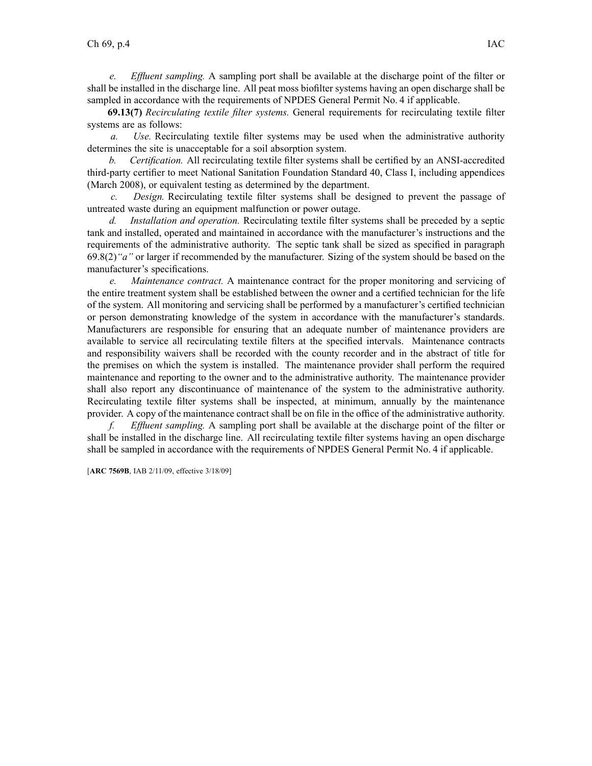*e. Effluent sampling.* A sampling port shall be available at the discharge point of the filter or shall be installed in the discharge line. All peat moss biofilter systems having an open discharge shall be sampled in accordance with the requirements of NPDES General Permit No. 4 if applicable.

**69.13(7)** *Recirculating textile filter systems.* General requirements for recirculating textile filter systems are as follows:

*a. Use.* Recirculating textile filter systems may be used when the administrative authority determines the site is unacceptable for a soil absorption system.

*b. Certification.* All recirculating textile filter systems shall be certified by an ANSI-accredited third-party certifier to meet National Sanitation Foundation Standard 40, Class I, including appendices (March 2008), or equivalent testing as determined by the department.

*c. Design.* Recirculating textile filter systems shall be designed to prevent the passage of untreated waste during an equipment malfunction or power outage.

*d. Installation and operation.* Recirculating textile filter systems shall be preceded by a septic tank and installed, operated and maintained in accordance with the manufacturer's instructions and the requirements of the administrative authority. The septic tank shall be sized as specified in paragraph 69.8(2)*"a"* or larger if recommended by the manufacturer. Sizing of the system should be based on the manufacturer's specifications.

*e. Maintenance contract.* A maintenance contract for the proper monitoring and servicing of the entire treatment system shall be established between the owner and a certified technician for the life of the system. All monitoring and servicing shall be performed by a manufacturer's certified technician or person demonstrating knowledge of the system in accordance with the manufacturer's standards. Manufacturers are responsible for ensuring that an adequate number of maintenance providers are available to service all recirculating textile filters at the specified intervals. Maintenance contracts and responsibility waivers shall be recorded with the county recorder and in the abstract of title for the premises on which the system is installed. The maintenance provider shall perform the required maintenance and reporting to the owner and to the administrative authority. The maintenance provider shall also report any discontinuance of maintenance of the system to the administrative authority. Recirculating textile filter systems shall be inspected, at minimum, annually by the maintenance provider. A copy of the maintenance contract shall be on file in the office of the administrative authority.

*f. Effluent sampling.* A sampling port shall be available at the discharge point of the filter or shall be installed in the discharge line. All recirculating textile filter systems having an open discharge shall be sampled in accordance with the requirements of NPDES General Permit No. 4 if applicable.

[**ARC 7569B**, IAB 2/11/09, effective 3/18/09]